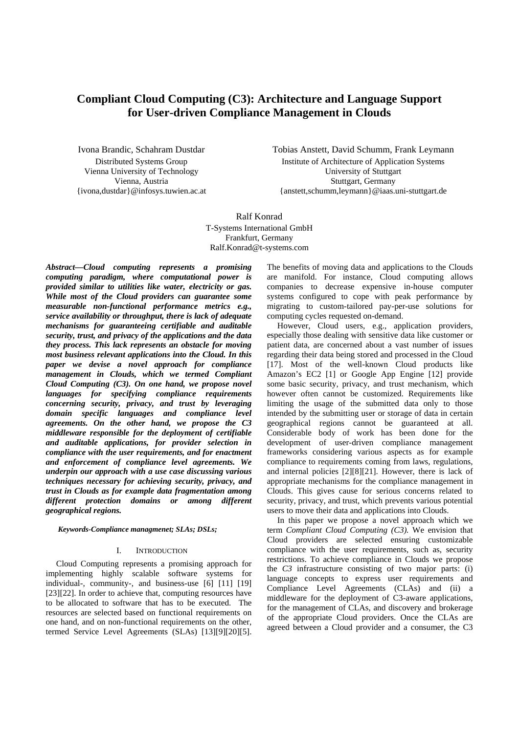# Compliant Cloud Computing (C3): Architecture and Language Support for User-driven Compliance Management in Clouds

Ivona Brandic, Schahram Dustdar
Distributed Systems Group
Vienna University of Technology
Vienna, Austria
{ivona,dustdar}@infosys.tuwien.ac.at

Tobias Anstett, David Schumm, Frank Leymann
Institute of Architecture of Application Systems
University of Stuttgart
Stuttgart, Germany
{anstett,schumm,leymann}@iaas.uni-stuttgart.de

Ralf Konrad
T-Systems International GmbH
Frankfurt, Germany
Ralf.Konrad@t-systems.com

***Abstract*—Cloud computing represents a promising computing paradigm, where computational power is provided similar to utilities like water, electricity or gas. While most of the Cloud providers can guarantee some measurable non-functional performance metrics e.g., service availability or throughput, there is lack of adequate mechanisms for guaranteeing certifiable and auditable security, trust, and privacy of the applications and the data they process. This lack represents an obstacle for moving most business relevant applications into the Cloud. In this paper we devise a novel approach for compliance management in Clouds, which we termed Compliant Cloud Computing (C3). On one hand, we propose novel languages for specifying compliance requirements concerning security, privacy, and trust by leveraging domain specific languages and compliance level agreements. On the other hand, we propose the C3 middleware responsible for the deployment of certifiable and auditable applications, for provider selection in compliance with the user requirements, and for enactment and enforcement of compliance level agreements. We underpin our approach with a use case discussing various techniques necessary for achieving security, privacy, and trust in Clouds as for example data fragmentation among different protection domains or among different geographical regions.**

***Keywords-Compliance managmenet; SLAs; DSLs;***

## I. Introduction

Cloud Computing represents a promising approach for implementing highly scalable software systems for individual-, community-, and business-use [6] [11] [19] [23][22]. In order to achieve that, computing resources have to be allocated to software that has to be executed. The resources are selected based on functional requirements on one hand, and on non-functional requirements on the other, termed Service Level Agreements (SLAs) [13][9][20][5]. The benefits of moving data and applications to the Clouds are manifold. For instance, Cloud computing allows companies to decrease expensive in-house computer systems configured to cope with peak performance by migrating to custom-tailored pay-per-use solutions for computing cycles requested on-demand.

However, Cloud users, e.g., application providers, especially those dealing with sensitive data like customer or patient data, are concerned about a vast number of issues regarding their data being stored and processed in the Cloud [17]. Most of the well-known Cloud products like Amazon's EC2 [1] or Google App Engine [12] provide some basic security, privacy, and trust mechanism, which however often cannot be customized. Requirements like limiting the usage of the submitted data only to those intended by the submitting user or storage of data in certain geographical regions cannot be guaranteed at all. Considerable body of work has been done for the development of user-driven compliance management frameworks considering various aspects as for example compliance to requirements coming from laws, regulations, and internal policies [2][8][21]. However, there is lack of appropriate mechanisms for the compliance management in Clouds. This gives cause for serious concerns related to security, privacy, and trust, which prevents various potential users to move their data and applications into Clouds.

In this paper we propose a novel approach which we term *Compliant Cloud Computing (C3).* We envision that Cloud providers are selected ensuring customizable compliance with the user requirements, such as, security restrictions. To achieve compliance in Clouds we propose the *C3* infrastructure consisting of two major parts: (i) language concepts to express user requirements and Compliance Level Agreements (CLAs) and (ii) a middleware for the deployment of C3-aware applications, for the management of CLAs, and discovery and brokerage of the appropriate Cloud providers. Once the CLAs are agreed between a Cloud provider and a consumer, the C3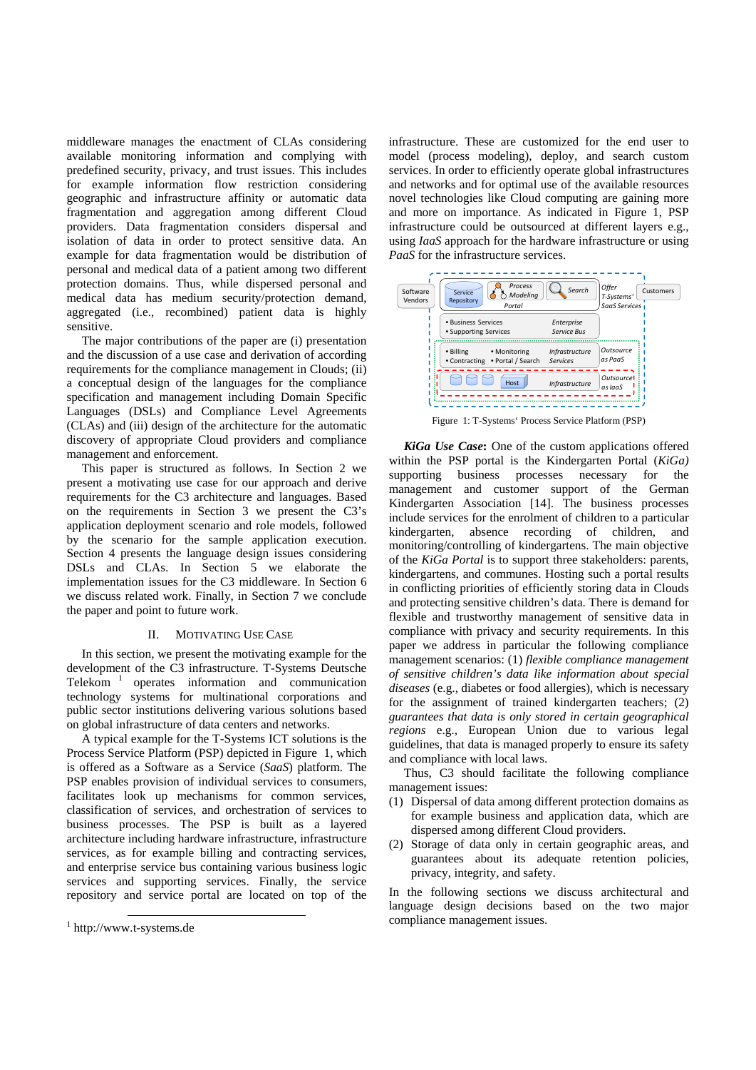middleware manages the enactment of CLAs considering available monitoring information and complying with predefined security, privacy, and trust issues. This includes for example information flow restriction considering geographic and infrastructure affinity or automatic data fragmentation and aggregation among different Cloud providers. Data fragmentation considers dispersal and isolation of data in order to protect sensitive data. An example for data fragmentation would be distribution of personal and medical data of a patient among two different protection domains. Thus, while dispersed personal and medical data has medium security/protection demand, aggregated (i.e., recombined) patient data is highly sensitive.

The major contributions of the paper are (i) presentation and the discussion of a use case and derivation of according requirements for the compliance management in Clouds; (ii) a conceptual design of the languages for the compliance specification and management including Domain Specific Languages (DSLs) and Compliance Level Agreements (CLAs) and (iii) design of the architecture for the automatic discovery of appropriate Cloud providers and compliance management and enforcement.

This paper is structured as follows. In Section 2 we present a motivating use case for our approach and derive requirements for the C3 architecture and languages. Based on the requirements in Section 3 we present the C3's application deployment scenario and role models, followed by the scenario for the sample application execution. Section 4 presents the language design issues considering DSLs and CLAs. In Section 5 we elaborate the implementation issues for the C3 middleware. In Section 6 we discuss related work. Finally, in Section 7 we conclude the paper and point to future work.

## II. Motivating Use Case

In this section, we present the motivating example for the development of the C3 infrastructure. T-Systems Deutsche Telekom [1] operates information and communication technology systems for multinational corporations and public sector institutions delivering various solutions based on global infrastructure of data centers and networks.

A typical example for the T-Systems ICT solutions is the Process Service Platform (PSP) depicted in Figure 1, which is offered as a Software as a Service (*SaaS*) platform. The PSP enables provision of individual services to consumers, facilitates look up mechanisms for common services, classification of services, and orchestration of services to business processes. The PSP is built as a layered architecture including hardware infrastructure, infrastructure services, as for example billing and contracting services, and enterprise service bus containing various business logic services and supporting services. Finally, the service repository and service portal are located on top of the infrastructure. These are customized for the end user to model (process modeling), deploy, and search custom services. In order to efficiently operate global infrastructures and networks and for optimal use of the available resources novel technologies like Cloud computing are gaining more and more on importance. As indicated in Figure 1, PSP infrastructure could be outsourced at different layers e.g., using *IaaS* approach for the hardware infrastructure or using *PaaS* for the infrastructure services.

Figure 1: T-Systems' Process Service Platform (PSP)

***KiGa Use Case***: One of the custom applications offered within the PSP portal is the Kindergarten Portal (*KiGa)* supporting business processes necessary for the management and customer support of the German Kindergarten Association [14]. The business processes include services for the enrolment of children to a particular kindergarten, absence recording of children, and monitoring/controlling of kindergartens. The main objective of the *KiGa Portal* is to support three stakeholders: parents, kindergartens, and communes. Hosting such a portal results in conflicting priorities of efficiently storing data in Clouds and protecting sensitive children's data. There is demand for flexible and trustworthy management of sensitive data in compliance with privacy and security requirements. In this paper we address in particular the following compliance management scenarios: (1) *flexible compliance management of sensitive children's data like information about special diseases* (e.g., diabetes or food allergies), which is necessary for the assignment of trained kindergarten teachers; (2) *guarantees that data is only stored in certain geographical regions* e.g., European Union due to various legal guidelines, that data is managed properly to ensure its safety and compliance with local laws.

Thus, C3 should facilitate the following compliance management issues:

(1) Dispersal of data among different protection domains as for example business and application data, which are dispersed among different Cloud providers.
(2) Storage of data only in certain geographic areas, and guarantees about its adequate retention policies, privacy, integrity, and safety.

In the following sections we discuss architectural and language design decisions based on the two major compliance management issues.

[1] http://www.t-systems.de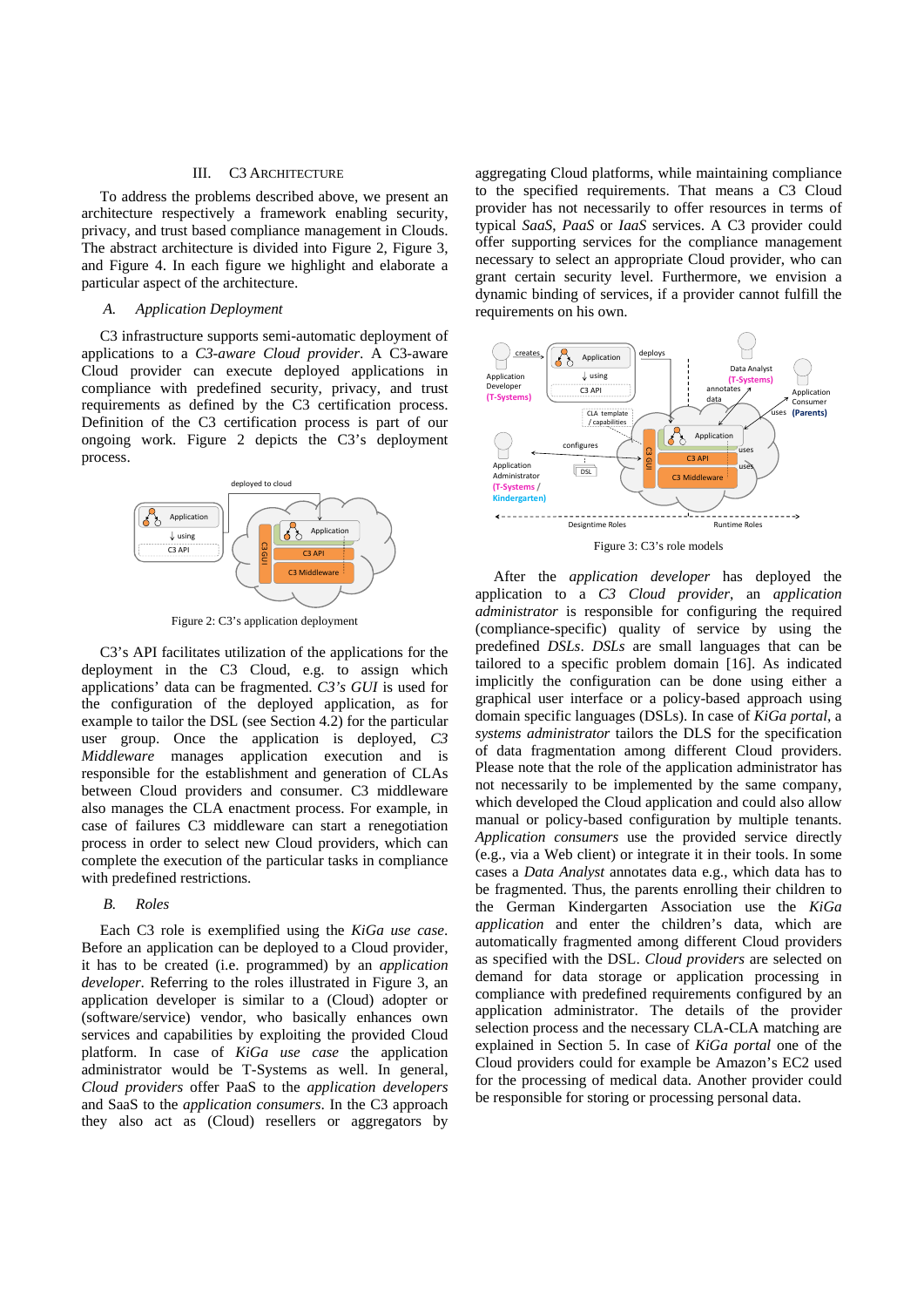## III. C3 Architecture

To address the problems described above, we present an architecture respectively a framework enabling security, privacy, and trust based compliance management in Clouds. The abstract architecture is divided into Figure 2, Figure 3, and Figure 4. In each figure we highlight and elaborate a particular aspect of the architecture.

### *A. Application Deployment*

C3 infrastructure supports semi-automatic deployment of applications to a *C3-aware Cloud provider*. A C3-aware Cloud provider can execute deployed applications in compliance with predefined security, privacy, and trust requirements as defined by the C3 certification process. Definition of the C3 certification process is part of our ongoing work. Figure 2 depicts the C3's deployment process.

Figure 2: C3's application deployment

C3's API facilitates utilization of the applications for the deployment in the C3 Cloud, e.g. to assign which applications' data can be fragmented. *C3's GUI* is used for the configuration of the deployed application, as for example to tailor the DSL (see Section 4.2) for the particular user group. Once the application is deployed, *C3 Middleware* manages application execution and is responsible for the establishment and generation of CLAs between Cloud providers and consumer. C3 middleware also manages the CLA enactment process. For example, in case of failures C3 middleware can start a renegotiation process in order to select new Cloud providers, which can complete the execution of the particular tasks in compliance with predefined restrictions.

### *B. Roles*

Each C3 role is exemplified using the *KiGa use case*. Before an application can be deployed to a Cloud provider, it has to be created (i.e. programmed) by an *application developer*. Referring to the roles illustrated in Figure 3, an application developer is similar to a (Cloud) adopter or (software/service) vendor, who basically enhances own services and capabilities by exploiting the provided Cloud platform. In case of *KiGa use case* the application administrator would be T-Systems as well. In general, *Cloud providers* offer PaaS to the *application developers* and SaaS to the *application consumers*. In the C3 approach they also act as (Cloud) resellers or aggregators by aggregating Cloud platforms, while maintaining compliance to the specified requirements. That means a C3 Cloud provider has not necessarily to offer resources in terms of typical *SaaS*, *PaaS* or *IaaS* services. A C3 provider could offer supporting services for the compliance management necessary to select an appropriate Cloud provider, who can grant certain security level. Furthermore, we envision a dynamic binding of services, if a provider cannot fulfill the requirements on his own.

Figure 3: C3's role models

After the *application developer* has deployed the application to a *C3 Cloud provider*, an *application administrator* is responsible for configuring the required (compliance-specific) quality of service by using the predefined *DSLs*. *DSLs* are small languages that can be tailored to a specific problem domain [16]. As indicated implicitly the configuration can be done using either a graphical user interface or a policy-based approach using domain specific languages (DSLs). In case of *KiGa portal*, a *systems administrator* tailors the DLS for the specification of data fragmentation among different Cloud providers. Please note that the role of the application administrator has not necessarily to be implemented by the same company, which developed the Cloud application and could also allow manual or policy-based configuration by multiple tenants. *Application consumers* use the provided service directly (e.g., via a Web client) or integrate it in their tools. In some cases a *Data Analyst* annotates data e.g., which data has to be fragmented. Thus, the parents enrolling their children to the German Kindergarten Association use the *KiGa application* and enter the children's data, which are automatically fragmented among different Cloud providers as specified with the DSL. *Cloud providers* are selected on demand for data storage or application processing in compliance with predefined requirements configured by an application administrator. The details of the provider selection process and the necessary CLA-CLA matching are explained in Section 5. In case of *KiGa portal* one of the Cloud providers could for example be Amazon's EC2 used for the processing of medical data. Another provider could be responsible for storing or processing personal data.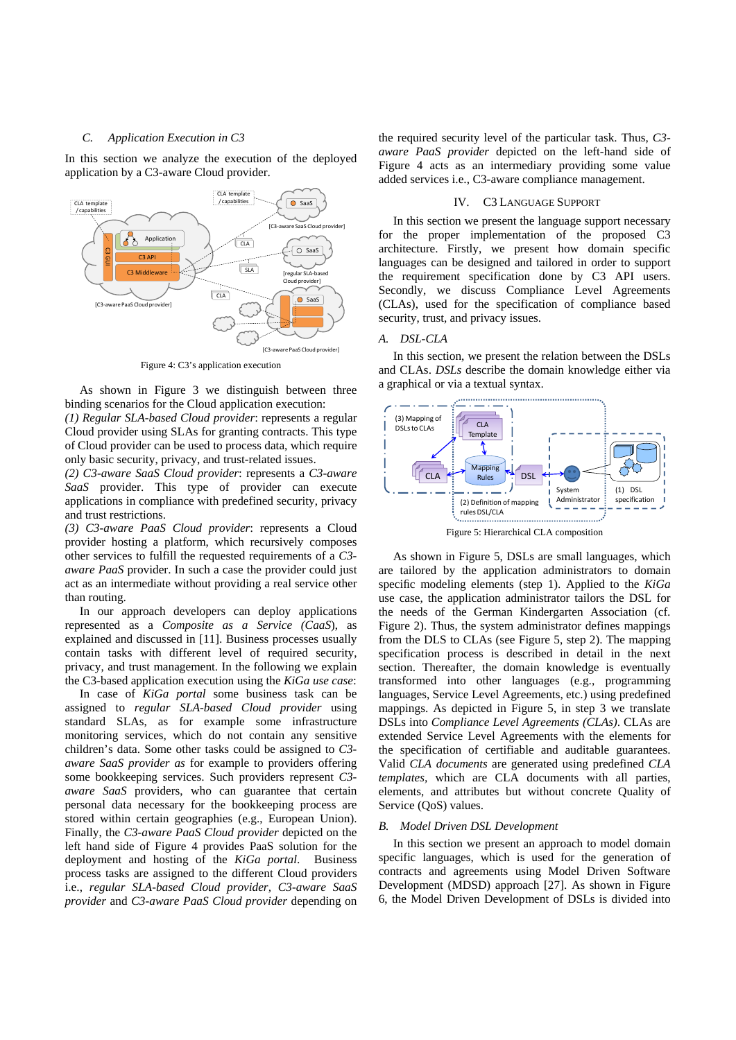### C. Application Execution in C3

In this section we analyze the execution of the deployed application by a C3-aware Cloud provider.

Figure 4: C3's application execution

As shown in Figure 3 we distinguish between three binding scenarios for the Cloud application execution:
*(1) Regular SLA-based Cloud provider*: represents a regular Cloud provider using SLAs for granting contracts. This type of Cloud provider can be used to process data, which require only basic security, privacy, and trust-related issues.
*(2) C3-aware SaaS Cloud provider*: represents a *C3-aware SaaS* provider. This type of provider can execute applications in compliance with predefined security, privacy and trust restrictions.
*(3) C3-aware PaaS Cloud provider*: represents a Cloud provider hosting a platform, which recursively composes other services to fulfill the requested requirements of a *C3-aware PaaS* provider. In such a case the provider could just act as an intermediate without providing a real service other than routing.

In our approach developers can deploy applications represented as a *Composite as a Service (CaaS)*, as explained and discussed in [11]. Business processes usually contain tasks with different level of required security, privacy, and trust management. In the following we explain the C3-based application execution using the *KiGa use case*:

In case of *KiGa portal* some business task can be assigned to *regular SLA-based Cloud provider* using standard SLAs, as for example some infrastructure monitoring services, which do not contain any sensitive children's data. Some other tasks could be assigned to *C3-aware SaaS provider as* for example to providers offering some bookkeeping services. Such providers represent *C3-aware SaaS* providers, who can guarantee that certain personal data necessary for the bookkeeping process are stored within certain geographies (e.g., European Union). Finally, the *C3-aware PaaS Cloud provider* depicted on the left hand side of Figure 4 provides PaaS solution for the deployment and hosting of the *KiGa portal*. Business process tasks are assigned to the different Cloud providers i.e., *regular SLA-based Cloud provider*, *C3-aware SaaS provider* and *C3-aware PaaS Cloud provider* depending on the required security level of the particular task. Thus, *C3-aware PaaS provider* depicted on the left-hand side of Figure 4 acts as an intermediary providing some value added services i.e., C3-aware compliance management.

## IV. C3 Language Support

In this section we present the language support necessary for the proper implementation of the proposed C3 architecture. Firstly, we present how domain specific languages can be designed and tailored in order to support the requirement specification done by C3 API users. Secondly, we discuss Compliance Level Agreements (CLAs), used for the specification of compliance based security, trust, and privacy issues.

### A. DSL-CLA

In this section, we present the relation between the DSLs and CLAs. *DSLs* describe the domain knowledge either via a graphical or via a textual syntax.

Figure 5: Hierarchical CLA composition

As shown in Figure 5, DSLs are small languages, which are tailored by the application administrators to domain specific modeling elements (step 1). Applied to the *KiGa* use case, the application administrator tailors the DSL for the needs of the German Kindergarten Association (cf. Figure 2). Thus, the system administrator defines mappings from the DLS to CLAs (see Figure 5, step 2). The mapping specification process is described in detail in the next section. Thereafter, the domain knowledge is eventually transformed into other languages (e.g., programming languages, Service Level Agreements, etc.) using predefined mappings. As depicted in Figure 5, in step 3 we translate DSLs into *Compliance Level Agreements (CLAs)*. CLAs are extended Service Level Agreements with the elements for the specification of certifiable and auditable guarantees. Valid *CLA documents* are generated using predefined *CLA templates*, which are CLA documents with all parties, elements, and attributes but without concrete Quality of Service (QoS) values.

### B. Model Driven DSL Development

In this section we present an approach to model domain specific languages, which is used for the generation of contracts and agreements using Model Driven Software Development (MDSD) approach [27]. As shown in Figure 6, the Model Driven Development of DSLs is divided into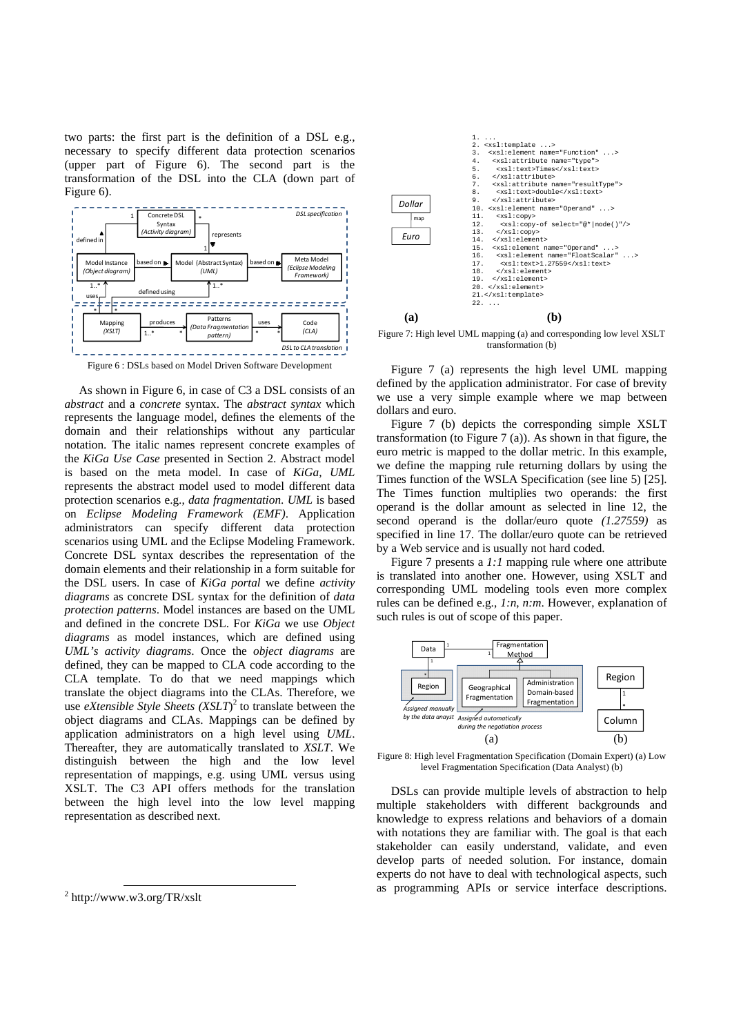two parts: the first part is the definition of a DSL e.g., necessary to specify different data protection scenarios (upper part of Figure 6). The second part is the transformation of the DSL into the CLA (down part of Figure 6).

Figure 6 : DSLs based on Model Driven Software Development

As shown in Figure 6, in case of C3 a DSL consists of an *abstract* and a *concrete* syntax. The *abstract syntax* which represents the language model, defines the elements of the domain and their relationships without any particular notation. The italic names represent concrete examples of the *KiGa Use Case* presented in Section 2. Abstract model is based on the meta model. In case of *KiGa, UML* represents the abstract model used to model different data protection scenarios e.g., *data fragmentation*. *UML* is based on *Eclipse Modeling Framework (EMF)*. Application administrators can specify different data protection scenarios using UML and the Eclipse Modeling Framework. Concrete DSL syntax describes the representation of the domain elements and their relationship in a form suitable for the DSL users. In case of *KiGa portal* we define *activity diagrams* as concrete DSL syntax for the definition of *data protection patterns*. Model instances are based on the UML and defined in the concrete DSL. For *KiGa* we use *Object diagrams* as model instances, which are defined using *UML's activity diagrams*. Once the *object diagrams* are defined, they can be mapped to CLA code according to the CLA template. To do that we need mappings which translate the object diagrams into the CLAs. Therefore, we use *eXtensible Style Sheets (XSLT)*[2] to translate between the object diagrams and CLAs. Mappings can be defined by application administrators on a high level using *UML*. Thereafter, they are automatically translated to *XSLT*. We distinguish between the high and the low level representation of mappings, e.g. using UML versus using XSLT. The C3 API offers methods for the translation between the high level into the low level mapping representation as described next.

[2] http://www.w3.org/TR/xslt

```
1. ...
2. <xsl:template ...>
3.  <xsl:element name="Function" ...>
4.   <xsl:attribute name="type">
5.    <xsl:text>Times</xsl:text>
6.   </xsl:attribute>
7.   <xsl:attribute name="resultType">
8.    <xsl:text>double</xsl:text>
9.   </xsl:attribute>
10. <xsl:element name="Operand" ...>
11.   <xsl:copy>
12.    <xsl:copy-of select="@*|node()"/>
13.   </xsl:copy>
14.  </xsl:element>
15.  <xsl:element name="Operand" ...>
16.   <xsl:element name="FloatScalar" ...>
17.    <xsl:text>1.27559</xsl:text>
18.   </xsl:element>
19.  </xsl:element>
20. </xsl:element>
21.</xsl:template>
22. ...
```

Figure 7: High level UML mapping (a) and corresponding low level XSLT transformation (b)

Figure 7 (a) represents the high level UML mapping defined by the application administrator. For case of brevity we use a very simple example where we map between dollars and euro.

Figure 7 (b) depicts the corresponding simple XSLT transformation (to Figure 7 (a)). As shown in that figure, the euro metric is mapped to the dollar metric. In this example, we define the mapping rule returning dollars by using the Times function of the WSLA Specification (see line 5) [25]. The Times function multiplies two operands: the first operand is the dollar amount as selected in line 12, the second operand is the dollar/euro quote *(1.27559)* as specified in line 17. The dollar/euro quote can be retrieved by a Web service and is usually not hard coded.

Figure 7 presents a *1:1* mapping rule where one attribute is translated into another one. However, using XSLT and corresponding UML modeling tools even more complex rules can be defined e.g., *1:n, n:m*. However, explanation of such rules is out of scope of this paper.

Figure 8: High level Fragmentation Specification (Domain Expert) (a) Low level Fragmentation Specification (Data Analyst) (b)

DSLs can provide multiple levels of abstraction to help multiple stakeholders with different backgrounds and knowledge to express relations and behaviors of a domain with notations they are familiar with. The goal is that each stakeholder can easily understand, validate, and even develop parts of needed solution. For instance, domain experts do not have to deal with technological aspects, such as programming APIs or service interface descriptions.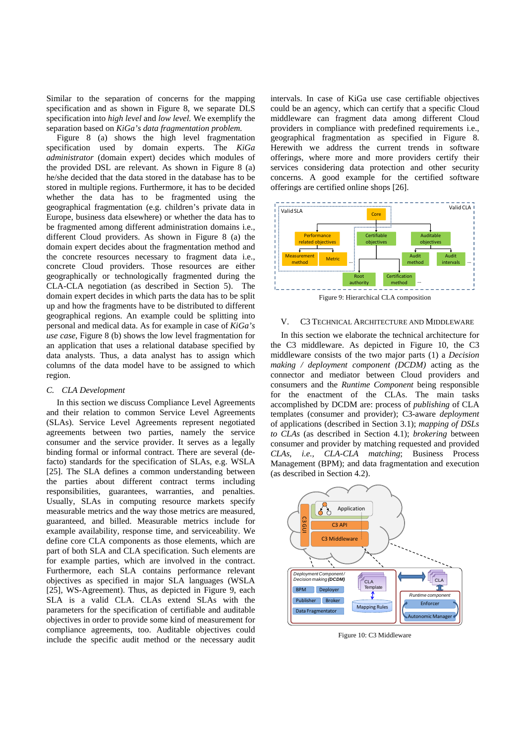Similar to the separation of concerns for the mapping specification and as shown in Figure 8, we separate DLS specification into *high level* and *low level.* We exemplify the separation based on *KiGa's data fragmentation problem.*

Figure 8 (a) shows the high level fragmentation specification used by domain experts. The *KiGa administrator* (domain expert) decides which modules of the provided DSL are relevant. As shown in Figure 8 (a) he/she decided that the data stored in the database has to be stored in multiple regions. Furthermore, it has to be decided whether the data has to be fragmented using the geographical fragmentation (e.g. children's private data in Europe, business data elsewhere) or whether the data has to be fragmented among different administration domains i.e., different Cloud providers. As shown in Figure 8 (a) the domain expert decides about the fragmentation method and the concrete resources necessary to fragment data i.e., concrete Cloud providers. Those resources are either geographically or technologically fragmented during the CLA-CLA negotiation (as described in Section 5). The domain expert decides in which parts the data has to be split up and how the fragments have to be distributed to different geographical regions. An example could be splitting into personal and medical data. As for example in case of *KiGa's use case*, Figure 8 (b) shows the low level fragmentation for an application that uses a relational database specified by data analysts. Thus, a data analyst has to assign which columns of the data model have to be assigned to which region.

### C. *CLA Development*

In this section we discuss Compliance Level Agreements and their relation to common Service Level Agreements (SLAs). Service Level Agreements represent negotiated agreements between two parties, namely the service consumer and the service provider. It serves as a legally binding formal or informal contract. There are several (de-facto) standards for the specification of SLAs, e.g. WSLA [25]. The SLA defines a common understanding between the parties about different contract terms including responsibilities, guarantees, warranties, and penalties. Usually, SLAs in computing resource markets specify measurable metrics and the way those metrics are measured, guaranteed, and billed. Measurable metrics include for example availability, response time, and serviceability. We define core CLA components as those elements, which are part of both SLA and CLA specification. Such elements are for example parties, which are involved in the contract. Furthermore, each SLA contains performance relevant objectives as specified in major SLA languages (WSLA [25], WS-Agreement). Thus, as depicted in Figure 9, each SLA is a valid CLA. CLAs extend SLAs with the parameters for the specification of certifiable and auditable objectives in order to provide some kind of measurement for compliance agreements, too. Auditable objectives could include the specific audit method or the necessary audit intervals. In case of KiGa use case certifiable objectives could be an agency, which can certify that a specific Cloud middleware can fragment data among different Cloud providers in compliance with predefined requirements i.e., geographical fragmentation as specified in Figure 8. Herewith we address the current trends in software offerings, where more and more providers certify their services considering data protection and other security concerns. A good example for the certified software offerings are certified online shops [26].

Figure 9: Hierarchical CLA composition

## V. C3 Technical Architecture and Middleware

In this section we elaborate the technical architecture for the C3 middleware. As depicted in Figure 10, the C3 middleware consists of the two major parts (1) a *Decision making / deployment component (DCDM)* acting as the connector and mediator between Cloud providers and consumers and the *Runtime Component* being responsible for the enactment of the CLAs. The main tasks accomplished by DCDM are: process of *publishing* of CLA templates (consumer and provider); C3-aware *deployment* of applications (described in Section 3.1); *mapping of DSLs to CLAs* (as described in Section 4.1); *brokering* between consumer and provider by matching requested and provided *CLAs, i.e., CLA-CLA matching*; Business Process Management (BPM); and data fragmentation and execution (as described in Section 4.2).

Figure 10: C3 Middleware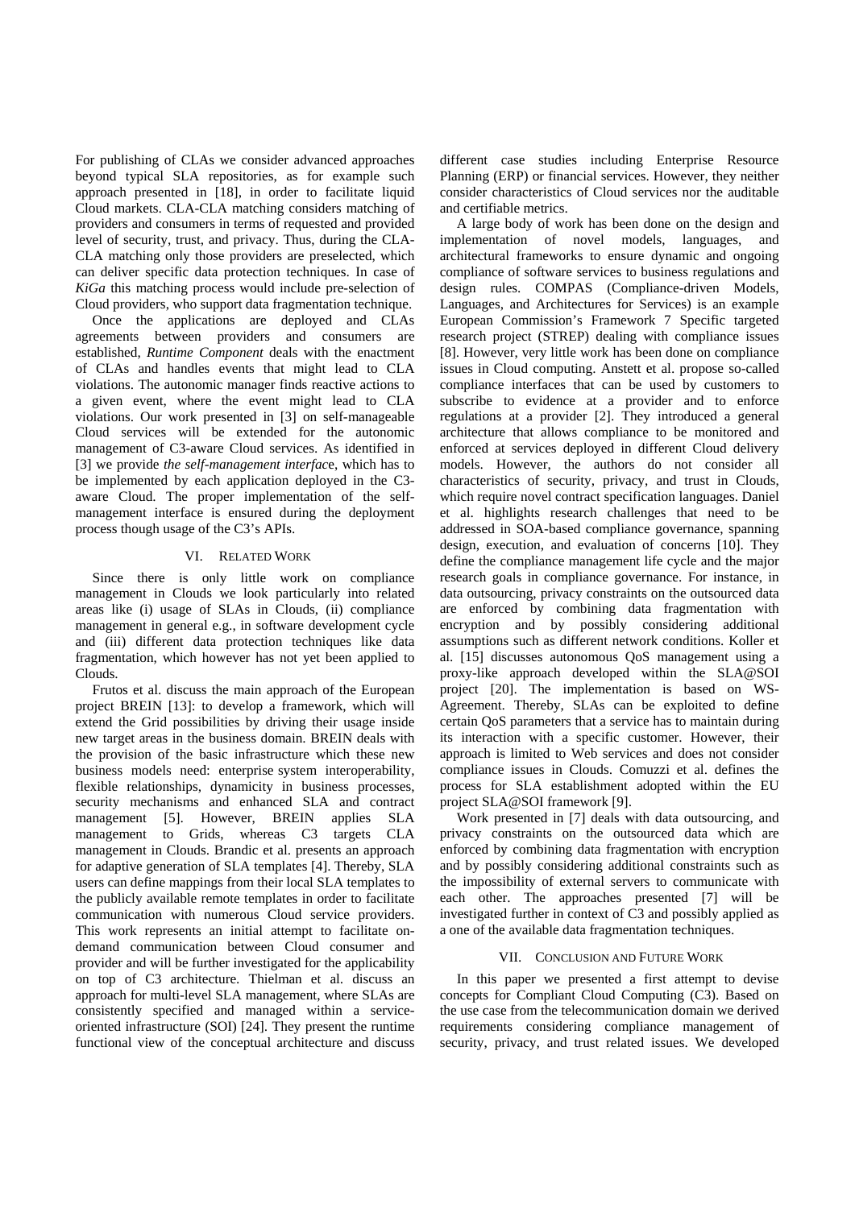For publishing of CLAs we consider advanced approaches beyond typical SLA repositories, as for example such approach presented in [18], in order to facilitate liquid Cloud markets. CLA-CLA matching considers matching of providers and consumers in terms of requested and provided level of security, trust, and privacy. Thus, during the CLA-CLA matching only those providers are preselected, which can deliver specific data protection techniques. In case of *KiGa* this matching process would include pre-selection of Cloud providers, who support data fragmentation technique.

Once the applications are deployed and CLAs agreements between providers and consumers are established, *Runtime Component* deals with the enactment of CLAs and handles events that might lead to CLA violations. The autonomic manager finds reactive actions to a given event, where the event might lead to CLA violations. Our work presented in [3] on self-manageable Cloud services will be extended for the autonomic management of C3-aware Cloud services. As identified in [3] we provide *the self-management interface*, which has to be implemented by each application deployed in the C3-aware Cloud. The proper implementation of the self-management interface is ensured during the deployment process though usage of the C3's APIs.

## VI. Related Work

Since there is only little work on compliance management in Clouds we look particularly into related areas like (i) usage of SLAs in Clouds, (ii) compliance management in general e.g., in software development cycle and (iii) different data protection techniques like data fragmentation, which however has not yet been applied to Clouds.

Frutos et al. discuss the main approach of the European project BREIN [13]: to develop a framework, which will extend the Grid possibilities by driving their usage inside new target areas in the business domain. BREIN deals with the provision of the basic infrastructure which these new business models need: enterprise system interoperability, flexible relationships, dynamicity in business processes, security mechanisms and enhanced SLA and contract management [5]. However, BREIN applies SLA management to Grids, whereas C3 targets CLA management in Clouds. Brandic et al. presents an approach for adaptive generation of SLA templates [4]. Thereby, SLA users can define mappings from their local SLA templates to the publicly available remote templates in order to facilitate communication with numerous Cloud service providers. This work represents an initial attempt to facilitate on-demand communication between Cloud consumer and provider and will be further investigated for the applicability on top of C3 architecture. Thielman et al. discuss an approach for multi-level SLA management, where SLAs are consistently specified and managed within a service-oriented infrastructure (SOI) [24]. They present the runtime functional view of the conceptual architecture and discuss different case studies including Enterprise Resource Planning (ERP) or financial services. However, they neither consider characteristics of Cloud services nor the auditable and certifiable metrics.

A large body of work has been done on the design and implementation of novel models, languages, and architectural frameworks to ensure dynamic and ongoing compliance of software services to business regulations and design rules. COMPAS (Compliance-driven Models, Languages, and Architectures for Services) is an example European Commission's Framework 7 Specific targeted research project (STREP) dealing with compliance issues [8]. However, very little work has been done on compliance issues in Cloud computing. Anstett et al. propose so-called compliance interfaces that can be used by customers to subscribe to evidence at a provider and to enforce regulations at a provider [2]. They introduced a general architecture that allows compliance to be monitored and enforced at services deployed in different Cloud delivery models. However, the authors do not consider all characteristics of security, privacy, and trust in Clouds, which require novel contract specification languages. Daniel et al. highlights research challenges that need to be addressed in SOA-based compliance governance, spanning design, execution, and evaluation of concerns [10]. They define the compliance management life cycle and the major research goals in compliance governance. For instance, in data outsourcing, privacy constraints on the outsourced data are enforced by combining data fragmentation with encryption and by possibly considering additional assumptions such as different network conditions. Koller et al. [15] discusses autonomous QoS management using a proxy-like approach developed within the SLA@SOI project [20]. The implementation is based on WS-Agreement. Thereby, SLAs can be exploited to define certain QoS parameters that a service has to maintain during its interaction with a specific customer. However, their approach is limited to Web services and does not consider compliance issues in Clouds. Comuzzi et al. defines the process for SLA establishment adopted within the EU project SLA@SOI framework [9].

Work presented in [7] deals with data outsourcing, and privacy constraints on the outsourced data which are enforced by combining data fragmentation with encryption and by possibly considering additional constraints such as the impossibility of external servers to communicate with each other. The approaches presented [7] will be investigated further in context of C3 and possibly applied as a one of the available data fragmentation techniques.

## VII. Conclusion and Future Work

In this paper we presented a first attempt to devise concepts for Compliant Cloud Computing (C3). Based on the use case from the telecommunication domain we derived requirements considering compliance management of security, privacy, and trust related issues. We developed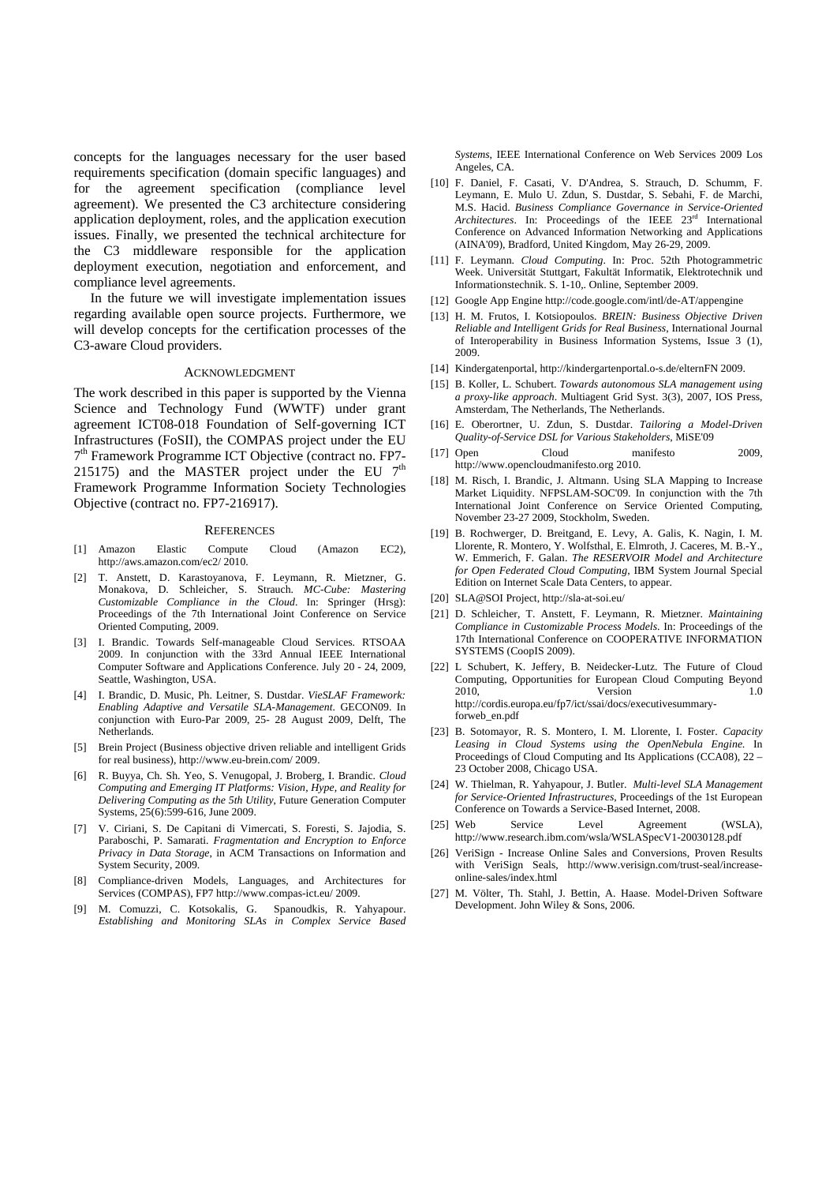concepts for the languages necessary for the user based requirements specification (domain specific languages) and for the agreement specification (compliance level agreement). We presented the C3 architecture considering application deployment, roles, and the application execution issues. Finally, we presented the technical architecture for the C3 middleware responsible for the application deployment execution, negotiation and enforcement, and compliance level agreements.

In the future we will investigate implementation issues regarding available open source projects. Furthermore, we will develop concepts for the certification processes of the C3-aware Cloud providers.

## Acknowledgment

The work described in this paper is supported by the Vienna Science and Technology Fund (WWTF) under grant agreement ICT08-018 Foundation of Self-governing ICT Infrastructures (FoSII), the COMPAS project under the EU 7th Framework Programme ICT Objective (contract no. FP7-215175) and the MASTER project under the EU 7th Framework Programme Information Society Technologies Objective (contract no. FP7-216917).

## References

[1] Amazon Elastic Compute Cloud (Amazon EC2), http://aws.amazon.com/ec2/ 2010.

[2] T. Anstett, D. Karastoyanova, F. Leymann, R. Mietzner, G. Monakova, D. Schleicher, S. Strauch. *MC-Cube: Mastering Customizable Compliance in the Cloud*. In: Springer (Hrsg): Proceedings of the 7th International Joint Conference on Service Oriented Computing, 2009.

[3] I. Brandic. Towards Self-manageable Cloud Services. RTSOAA 2009. In conjunction with the 33rd Annual IEEE International Computer Software and Applications Conference. July 20 - 24, 2009, Seattle, Washington, USA.

[4] I. Brandic, D. Music, Ph. Leitner, S. Dustdar. *VieSLAF Framework: Enabling Adaptive and Versatile SLA-Management*. GECON09. In conjunction with Euro-Par 2009, 25- 28 August 2009, Delft, The Netherlands.

[5] Brein Project (Business objective driven reliable and intelligent Grids for real business), http://www.eu-brein.com/ 2009.

[6] R. Buyya, Ch. Sh. Yeo, S. Venugopal, J. Broberg, I. Brandic. *Cloud Computing and Emerging IT Platforms: Vision, Hype, and Reality for Delivering Computing as the 5th Utility*, Future Generation Computer Systems, 25(6):599-616, June 2009.

[7] V. Ciriani, S. De Capitani di Vimercati, S. Foresti, S. Jajodia, S. Paraboschi, P. Samarati. *Fragmentation and Encryption to Enforce Privacy in Data Storage*, in ACM Transactions on Information and System Security, 2009.

[8] Compliance-driven Models, Languages, and Architectures for Services (COMPAS), FP7 http://www.compas-ict.eu/ 2009.

[9] M. Comuzzi, C. Kotsokalis, G. Spanoudkis, R. Yahyapour. *Establishing and Monitoring SLAs in Complex Service Based Systems*, IEEE International Conference on Web Services 2009 Los Angeles, CA.

[10] F. Daniel, F. Casati, V. D'Andrea, S. Strauch, D. Schumm, F. Leymann, E. Mulo U. Zdun, S. Dustdar, S. Sebahi, F. de Marchi, M.S. Hacid. *Business Compliance Governance in Service-Oriented Architectures*. In: Proceedings of the IEEE 23rd International Conference on Advanced Information Networking and Applications (AINA'09), Bradford, United Kingdom, May 26-29, 2009.

[11] F. Leymann. *Cloud Computing*. In: Proc. 52th Photogrammetric Week. Universität Stuttgart, Fakultät Informatik, Elektrotechnik und Informationstechnik. S. 1-10,. Online, September 2009.

[12] Google App Engine http://code.google.com/intl/de-AT/appengine

[13] H. M. Frutos, I. Kotsiopoulos. *BREIN: Business Objective Driven Reliable and Intelligent Grids for Real Business*, International Journal of Interoperability in Business Information Systems, Issue 3 (1), 2009.

[14] Kindergartenportal, http://kindergartenportal.o-s.de/elternFN 2009.

[15] B. Koller, L. Schubert. *Towards autonomous SLA management using a proxy-like approach*. Multiagent Grid Syst. 3(3), 2007, IOS Press, Amsterdam, The Netherlands, The Netherlands.

[16] E. Oberortner, U. Zdun, S. Dustdar. *Tailoring a Model-Driven Quality-of-Service DSL for Various Stakeholders*, MiSE'09

[17] Open Cloud manifesto 2009, http://www.opencloudmanifesto.org 2010.

[18] M. Risch, I. Brandic, J. Altmann. Using SLA Mapping to Increase Market Liquidity. NFPSLAM-SOC'09. In conjunction with the 7th International Joint Conference on Service Oriented Computing, November 23-27 2009, Stockholm, Sweden.

[19] B. Rochwerger, D. Breitgand, E. Levy, A. Galis, K. Nagin, I. M. Llorente, R. Montero, Y. Wolfsthal, E. Elmroth, J. Caceres, M. B.-Y., W. Emmerich, F. Galan. *The RESERVOIR Model and Architecture for Open Federated Cloud Computing*, IBM System Journal Special Edition on Internet Scale Data Centers, to appear.

[20] SLA@SOI Project, http://sla-at-soi.eu/

[21] D. Schleicher, T. Anstett, F. Leymann, R. Mietzner. *Maintaining Compliance in Customizable Process Models*. In: Proceedings of the 17th International Conference on COOPERATIVE INFORMATION SYSTEMS (CoopIS 2009).

[22] L Schubert, K. Jeffery, B. Neidecker-Lutz. The Future of Cloud Computing, Opportunities for European Cloud Computing Beyond 2010, Version 1.0 http://cordis.europa.eu/fp7/ict/ssai/docs/executivesummary-forweb_en.pdf

[23] B. Sotomayor, R. S. Montero, I. M. Llorente, I. Foster. *Capacity Leasing in Cloud Systems using the OpenNebula Engine.* In Proceedings of Cloud Computing and Its Applications (CCA08), 22 – 23 October 2008, Chicago USA.

[24] W. Thielman, R. Yahyapour, J. Butler. *Multi-level SLA Management for Service-Oriented Infrastructures*, Proceedings of the 1st European Conference on Towards a Service-Based Internet, 2008.

[25] Web Service Level Agreement (WSLA), http://www.research.ibm.com/wsla/WSLASpecV1-20030128.pdf

[26] VeriSign - Increase Online Sales and Conversions, Proven Results with VeriSign Seals, http://www.verisign.com/trust-seal/increase-online-sales/index.html

[27] M. Völter, Th. Stahl, J. Bettin, A. Haase. Model-Driven Software Development. John Wiley & Sons, 2006.